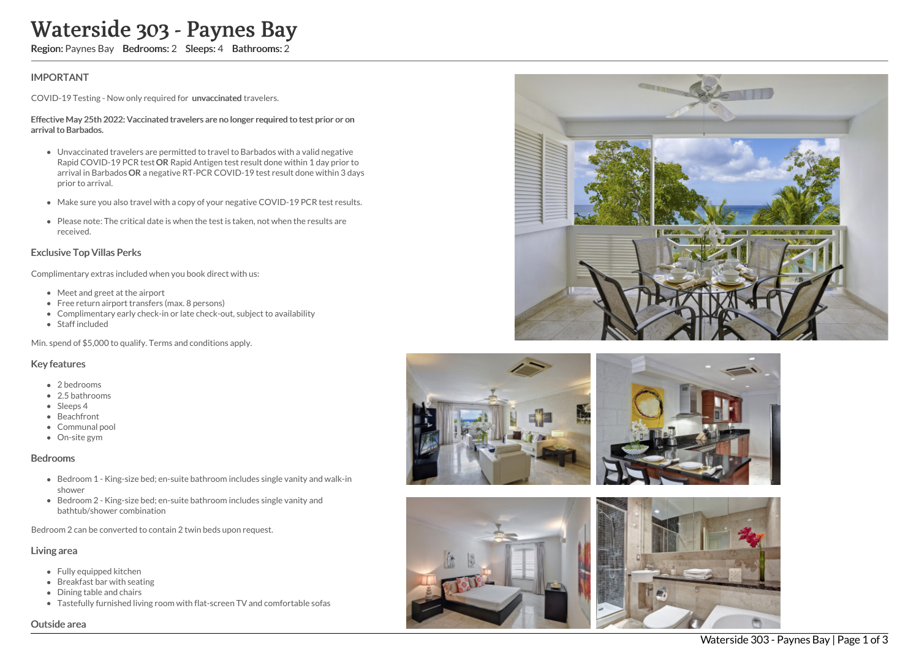# Waterside 303 - Paynes Bay

**Region:** Paynes Bay **Bedrooms:** 2 **Sleeps:** 4 **Bathrooms:** 2

## IMPORTANT

COVID-19 Testing - Now only required for **unvaccinated** travelers.

**Effective May 25th 2022: Vaccinated travelers are no longer required to test prior or on arrival to Barbados.**

- Unvaccinated travelers are permitted to travel to Barbados with a valid negative Rapid COVID-19 PCR test **OR** Rapid Antigen test result done within 1 day prior to arrival in Barbados **OR** a negative RT-PCR COVID-19 test result done within 3 days prior to arrival.
- Make sure you also travel with a copy of your negative COVID-19 PCR test results.
- Please note: The critical date is when the test is taken, not when the results are received.

## Exclusive Top Villas Perks

Complimentary extras included when you book direct with us:

- Meet and greet at the airport
- Free return airport transfers (max. 8 persons)
- Complimentary early check-in or late check-out, subject to availability
- Staff included

Min. spend of $5,000 to qualify. Terms and conditions apply.

## Key features

- 2 bedrooms
- 2.5 bathrooms
- Sleeps 4
- Beachfront
- Communal pool
- On-site gym

## Bedrooms

- Bedroom 1 - King-size bed; en-suite bathroom includes single vanity and walk-in shower
- Bedroom 2 - King-size bed; en-suite bathroom includes single vanity and bathtub/shower combination

Bedroom 2 can be converted to contain 2 twin beds upon request.

## Living area

- Fully equipped kitchen
- Breakfast bar with seating
- Dining table and chairs
- Tastefully furnished living room with flat-screen TV and comfortable sofas

## Outside area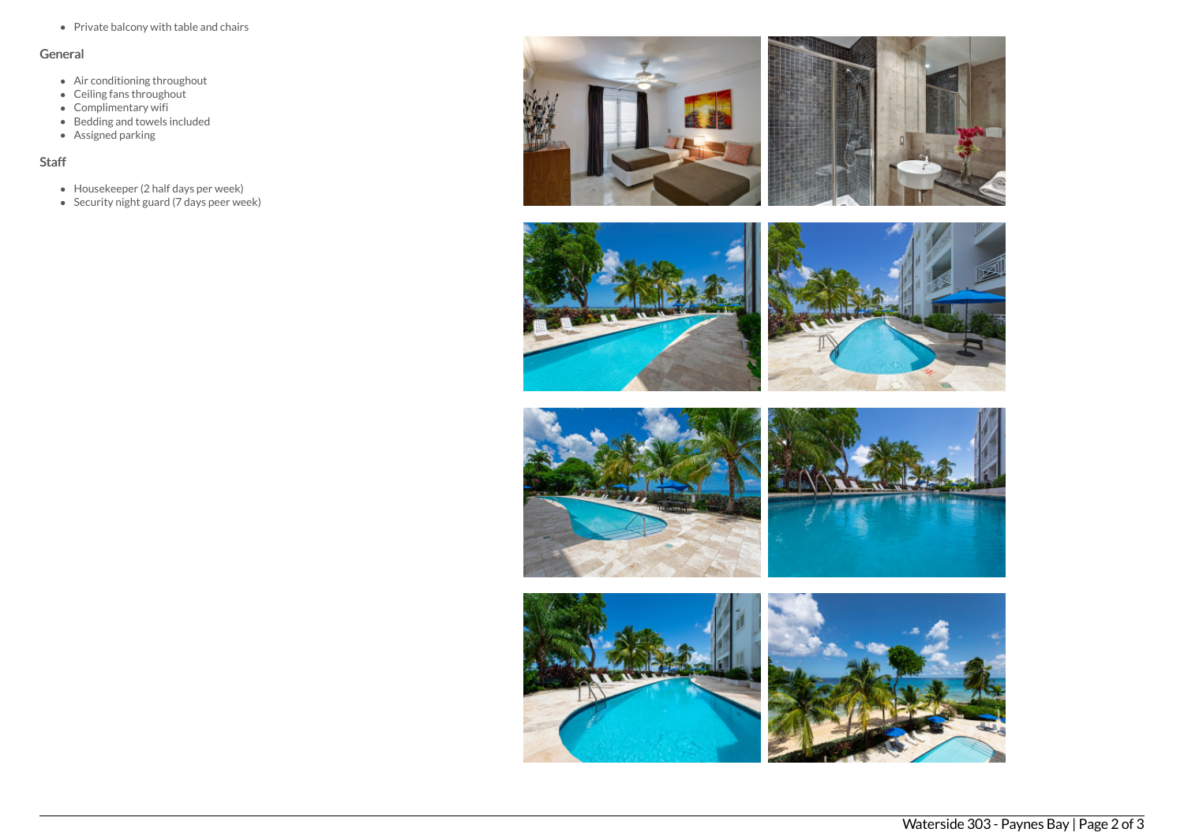- Private balcony with table and chairs

## General

- Air conditioning throughout
- Ceiling fans throughout
- Complimentary wifi
- Bedding and towels included
- Assigned parking

## Staff

- Housekeeper (2 half days per week)
- Security night guard (7 days peer week)